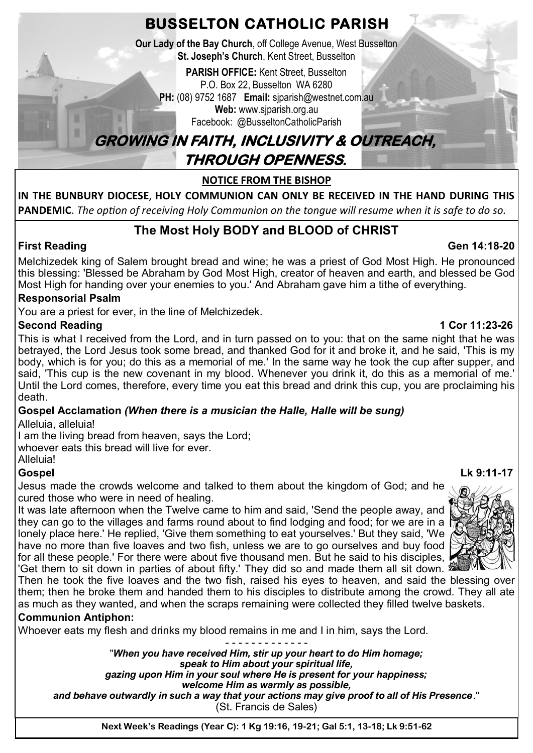# BUSSELTON CATHOLIC PARISH

**Our Lady of the Bay Church**, off College Avenue, West Busselton
**St. Joseph's Church**, Kent Street, Busselton

**PARISH OFFICE:** Kent Street, Busselton
P.O. Box 22, Busselton WA 6280
**PH:** (08) 9752 1687 **Email:** sjparish@westnet.com.au
**Web:** www.sjparish.org.au
Facebook: @BusseltonCatholicParish

## GROWING IN FAITH, INCLUSIVITY & OUTREACH, THROUGH OPENNESS.

**NOTICE FROM THE BISHOP**

**IN THE BUNBURY DIOCESE, HOLY COMMUNION CAN ONLY BE RECEIVED IN THE HAND DURING THIS PANDEMIC**. *The option of receiving Holy Communion on the tongue will resume when it is safe to do so.*

## The Most Holy BODY and BLOOD of CHRIST

**First Reading** **Gen 14:18-20**

Melchizedek king of Salem brought bread and wine; he was a priest of God Most High. He pronounced this blessing: 'Blessed be Abraham by God Most High, creator of heaven and earth, and blessed be God Most High for handing over your enemies to you.' And Abraham gave him a tithe of everything.

**Responsorial Psalm**

You are a priest for ever, in the line of Melchizedek.

**Second Reading** **1 Cor 11:23-26**

This is what I received from the Lord, and in turn passed on to you: that on the same night that he was betrayed, the Lord Jesus took some bread, and thanked God for it and broke it, and he said, 'This is my body, which is for you; do this as a memorial of me.' In the same way he took the cup after supper, and said, 'This cup is the new covenant in my blood. Whenever you drink it, do this as a memorial of me.' Until the Lord comes, therefore, every time you eat this bread and drink this cup, you are proclaiming his death.

**Gospel Acclamation** ***(When there is a musician the Halle, Halle will be sung)***

Alleluia, alleluia!
I am the living bread from heaven, says the Lord;
whoever eats this bread will live for ever.
Alleluia!

**Gospel** **Lk 9:11-17**

Jesus made the crowds welcome and talked to them about the kingdom of God; and he cured those who were in need of healing.

It was late afternoon when the Twelve came to him and said, 'Send the people away, and they can go to the villages and farms round about to find lodging and food; for we are in a lonely place here.' He replied, 'Give them something to eat yourselves.' But they said, 'We have no more than five loaves and two fish, unless we are to go ourselves and buy food for all these people.' For there were about five thousand men. But he said to his disciples, 'Get them to sit down in parties of about fifty.' They did so and made them all sit down. Then he took the five loaves and the two fish, raised his eyes to heaven, and said the blessing over them; then he broke them and handed them to his disciples to distribute among the crowd. They all ate as much as they wanted, and when the scraps remaining were collected they filled twelve baskets.

**Communion Antiphon:**

Whoever eats my flesh and drinks my blood remains in me and I in him, says the Lord.

- - - - - - - - - - - - -

"***When you have received Him, stir up your heart to do Him homage;***
***speak to Him about your spiritual life,***
***gazing upon Him in your soul where He is present for your happiness;***
***welcome Him as warmly as possible,***
***and behave outwardly in such a way that your actions may give proof to all of His Presence***."
(St. Francis de Sales)

**Next Week's Readings (Year C): 1 Kg 19:16, 19-21; Gal 5:1, 13-18; Lk 9:51-62**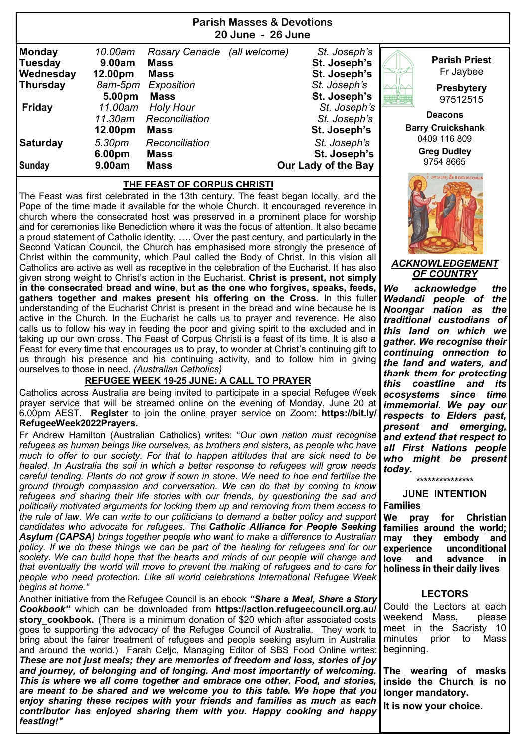# Parish Masses & Devotions
## 20 June - 26 June

| | | | |
|---|---|---|---|
| **Monday** | *10.00am* | *Rosary Cenacle (all welcome)* | *St. Joseph's* |
| **Tuesday** | **9.00am** | **Mass** | **St. Joseph's** |
| **Wednesday** | **12.00pm** | **Mass** | **St. Joseph's** |
| **Thursday** | *8am-5pm* | *Exposition* | *St. Joseph's* |
| | **5.00pm** | **Mass** | **St. Joseph's** |
| **Friday** | *11.00am* | *Holy Hour* | *St. Joseph's* |
| | *11.30am* | *Reconciliation* | *St. Joseph's* |
| | **12.00pm** | **Mass** | **St. Joseph's** |
| **Saturday** | *5.30pm* | *Reconciliation* | *St. Joseph's* |
| | **6.00pm** | **Mass** | **St. Joseph's** |
| **Sunday** | **9.00am** | **Mass** | **Our Lady of the Bay** |

## THE FEAST OF CORPUS CHRISTI

The Feast was first celebrated in the 13th century. The feast began locally, and the Pope of the time made it available for the whole Church. It encouraged reverence in church where the consecrated host was preserved in a prominent place for worship and for ceremonies like Benediction where it was the focus of attention. It also became a proud statement of Catholic identity. …. Over the past century, and particularly in the Second Vatican Council, the Church has emphasised more strongly the presence of Christ within the community, which Paul called the Body of Christ. In this vision all Catholics are active as well as receptive in the celebration of the Eucharist. It has also given strong weight to Christ's action in the Eucharist. **Christ is present, not simply in the consecrated bread and wine, but as the one who forgives, speaks, feeds, gathers together and makes present his offering on the Cross.** In this fuller understanding of the Eucharist Christ is present in the bread and wine because he is active in the Church. In the Eucharist he calls us to prayer and reverence. He also calls us to follow his way in feeding the poor and giving spirit to the excluded and in taking up our own cross. The Feast of Corpus Christi is a feast of its time. It is also a Feast for every time that encourages us to pray, to wonder at Christ's continuing gift to us through his presence and his continuing activity, and to follow him in giving ourselves to those in need. *(Australian Catholics)*

## REFUGEE WEEK 19-25 JUNE: A CALL TO PRAYER

Catholics across Australia are being invited to participate in a special Refugee Week prayer service that will be streamed online on the evening of Monday, June 20 at 6.00pm AEST. **Register** to join the online prayer service on Zoom: **https://bit.ly/RefugeeWeek2022Prayers.**

Fr Andrew Hamilton (Australian Catholics) writes: "*Our own nation must recognise refugees as human beings like ourselves, as brothers and sisters, as people who have much to offer to our society. For that to happen attitudes that are sick need to be healed. In Australia the soil in which a better response to refugees will grow needs careful tending. Plants do not grow if sown in stone. We need to hoe and fertilise the ground through compassion and conversation. We can do that by coming to know refugees and sharing their life stories with our friends, by questioning the sad and politically motivated arguments for locking them up and removing from them access to the rule of law. We can write to our politicians to demand a better policy and support candidates who advocate for refugees. The **Catholic Alliance for People Seeking Asylum (CAPSA**) brings together people who want to make a difference to Australian policy. If we do these things we can be part of the healing for refugees and for our society. We can build hope that the hearts and minds of our people will change and that eventually the world will move to prevent the making of refugees and to care for people who need protection. Like all world celebrations International Refugee Week begins at home.*"

Another initiative from the Refugee Council is an ebook ***"Share a Meal, Share a Story Cookbook"*** which can be downloaded from **https://action.refugeecouncil.org.au/story_cookbook.** (There is a minimum donation of $20 which after associated costs goes to supporting the advocacy of the Refugee Council of Australia. They work to bring about the fairer treatment of refugees and people seeking asylum in Australia and around the world.) Farah Celjo, Managing Editor of SBS Food Online writes: ***These are not just meals; they are memories of freedom and loss, stories of joy and journey, of belonging and of longing. And most importantly of welcoming. This is where we all come together and embrace one other. Food, and stories, are meant to be shared and we welcome you to this table. We hope that you enjoy sharing these recipes with your friends and families as much as each contributor has enjoyed sharing them with you. Happy cooking and happy feasting!"***

**Parish Priest**
Fr Jaybee

**Presbytery**
97512515

**Deacons**

**Barry Cruickshank**
0409 116 809

**Greg Dudley**
9754 8665

## *ACKNOWLEDGEMENT OF COUNTRY*

***We acknowledge the Wadandi people of the Noongar nation as the traditional custodians of this land on which we gather. We recognise their continuing onnection to the land and waters, and thank them for protecting this coastline and its ecosystems since time immemorial. We pay our respects to Elders past, present and emerging, and extend that respect to all First Nations people who might be present today.***

***************

### JUNE INTENTION

**Families**

**We pray for Christian families around the world; may they embody and experience unconditional love and advance in holiness in their daily lives**

### LECTORS

Could the Lectors at each weekend Mass, please meet in the Sacristy 10 minutes prior to Mass beginning.

**The wearing of masks inside the Church is no longer mandatory.**

**It is now your choice.**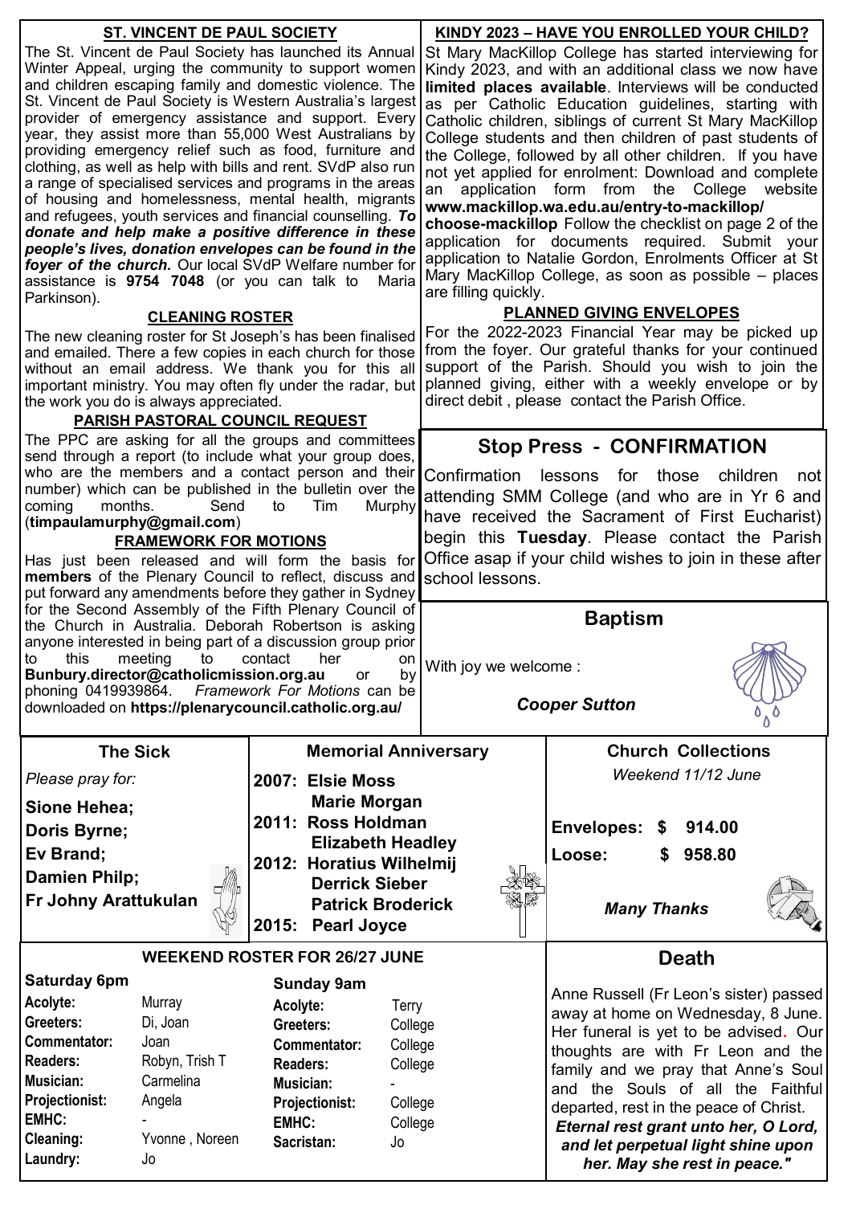## ST. VINCENT DE PAUL SOCIETY

The St. Vincent de Paul Society has launched its Annual Winter Appeal, urging the community to support women and children escaping family and domestic violence. The St. Vincent de Paul Society is Western Australia's largest provider of emergency assistance and support. Every year, they assist more than 55,000 West Australians by providing emergency relief such as food, furniture and clothing, as well as help with bills and rent. SVdP also run a range of specialised services and programs in the areas of housing and homelessness, mental health, migrants and refugees, youth services and financial counselling. ***To donate and help make a positive difference in these people's lives, donation envelopes can be found in the foyer of the church.*** Our local SVdP Welfare number for assistance is **9754 7048** (or you can talk to Maria Parkinson).

## CLEANING ROSTER

The new cleaning roster for St Joseph's has been finalised and emailed. There a few copies in each church for those without an email address. We thank you for this all important ministry. You may often fly under the radar, but the work you do is always appreciated.

## PARISH PASTORAL COUNCIL REQUEST

The PPC are asking for all the groups and committees send through a report (to include what your group does, who are the members and a contact person and their number) which can be published in the bulletin over the coming months. Send to Tim Murphy (**timpaulamurphy@gmail.com**)

## FRAMEWORK FOR MOTIONS

Has just been released and will form the basis for **members** of the Plenary Council to reflect, discuss and put forward any amendments before they gather in Sydney for the Second Assembly of the Fifth Plenary Council of the Church in Australia. Deborah Robertson is asking anyone interested in being part of a discussion group prior to this meeting to contact her on **Bunbury.director@catholicmission.org.au** or by phoning 0419939864. *Framework For Motions* can be downloaded on **https://plenarycouncil.catholic.org.au/**

## KINDY 2023 – HAVE YOU ENROLLED YOUR CHILD?

St Mary MacKillop College has started interviewing for Kindy 2023, and with an additional class we now have **limited places available**. Interviews will be conducted as per Catholic Education guidelines, starting with Catholic children, siblings of current St Mary MacKillop College students and then children of past students of the College, followed by all other children. If you have not yet applied for enrolment: Download and complete an application form from the College website **www.mackillop.wa.edu.au/entry-to-mackillop/choose-mackillop** Follow the checklist on page 2 of the application for documents required. Submit your application to Natalie Gordon, Enrolments Officer at St Mary MacKillop College, as soon as possible – places are filling quickly.

## PLANNED GIVING ENVELOPES

For the 2022-2023 Financial Year may be picked up from the foyer. Our grateful thanks for your continued support of the Parish. Should you wish to join the planned giving, either with a weekly envelope or by direct debit , please contact the Parish Office.

## Stop Press - CONFIRMATION

Confirmation lessons for those children not attending SMM College (and who are in Yr 6 and have received the Sacrament of First Eucharist) begin this **Tuesday**. Please contact the Parish Office asap if your child wishes to join in these after school lessons.

## Baptism

With joy we welcome :

*Cooper Sutton*

## The Sick

*Please pray for:*

**Sione Hehea;**
**Doris Byrne;**
**Ev Brand;**
**Damien Philp;**
**Fr Johny Arattukulan**

## Memorial Anniversary

**2007: Elsie Moss**
**Marie Morgan**
**2011: Ross Holdman**
**Elizabeth Headley**
**2012: Horatius Wilhelmij**
**Derrick Sieber**
**Patrick Broderick**
**2015: Pearl Joyce**

## Church Collections

*Weekend 11/12 June*

**Envelopes: $ 914.00**
**Loose: $ 958.80**

***Many Thanks***

## WEEKEND ROSTER FOR 26/27 JUNE

| **Saturday 6pm** | | **Sunday 9am** | |
|---|---|---|---|
| **Acolyte:** | Murray | **Acolyte:** | Terry |
| **Greeters:** | Di, Joan | **Greeters:** | College |
| **Commentator:** | Joan | **Commentator:** | College |
| **Readers:** | Robyn, Trish T | **Readers:** | College |
| **Musician:** | Carmelina | **Musician:** | - |
| **Projectionist:** | Angela | **Projectionist:** | College |
| **EMHC:** | - | **EMHC:** | College |
| **Cleaning:** | Yvonne , Noreen | **Sacristan:** | Jo |
| **Laundry:** | Jo | | |

## Death

Anne Russell (Fr Leon's sister) passed away at home on Wednesday, 8 June. Her funeral is yet to be advised. Our thoughts are with Fr Leon and the family and we pray that Anne's Soul and the Souls of all the Faithful departed, rest in the peace of Christ.

***Eternal rest grant unto her, O Lord, and let perpetual light shine upon her. May she rest in peace."***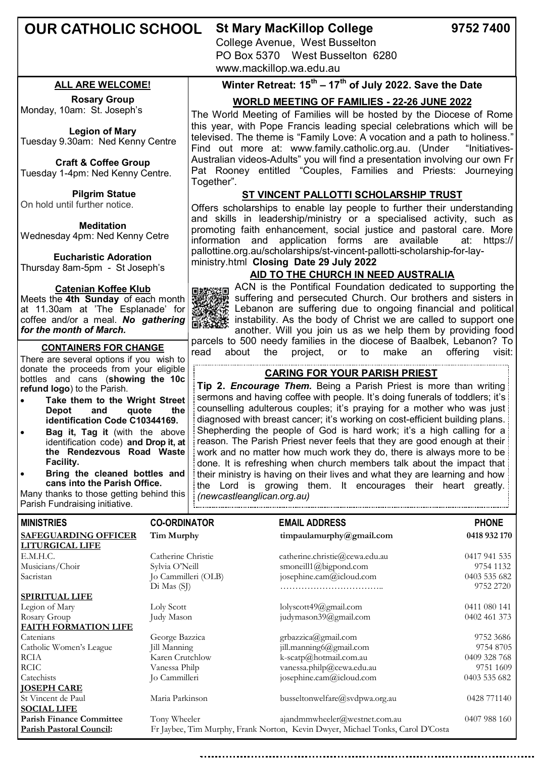**OUR CATHOLIC SCHOOL** **St Mary MacKillop College** **9752 7400**
College Avenue, West Busselton
PO Box 5370 West Busselton 6280
www.mackillop.wa.edu.au

## ALL ARE WELCOME!

**Rosary Group**
Monday, 10am: St. Joseph's

**Legion of Mary**
Tuesday 9.30am: Ned Kenny Centre

**Craft & Coffee Group**
Tuesday 1-4pm: Ned Kenny Centre.

**Pilgrim Statue**
On hold until further notice.

**Meditation**
Wednesday 4pm: Ned Kenny Cetre

**Eucharistic Adoration**
Thursday 8am-5pm - St Joseph's

**Catenian Koffee Klub**
Meets the **4th Sunday** of each month at 11.30am at 'The Esplanade' for coffee and/or a meal. ***No gathering for the month of March.***

## CONTAINERS FOR CHANGE

There are several options if you wish to donate the proceeds from your eligible bottles and cans (**showing the 10c refund logo**) to the Parish.

- **Take them to the Wright Street Depot and quote the identification Code C10344169.**
- **Bag it, Tag it** (with the above identification code) **and Drop it, at the Rendezvous Road Waste Facility.**
- **Bring the cleaned bottles and cans into the Parish Office.**

Many thanks to those getting behind this Parish Fundraising initiative.

## Winter Retreat: 15th – 17th of July 2022. Save the Date

## WORLD MEETING OF FAMILIES - 22-26 JUNE 2022

The World Meeting of Families will be hosted by the Diocese of Rome this year, with Pope Francis leading special celebrations which will be televised. The theme is "Family Love: A vocation and a path to holiness." Find out more at: www.family.catholic.org.au. (Under "Initiatives-Australian videos-Adults" you will find a presentation involving our own Fr Pat Rooney entitled "Couples, Families and Priests: Journeying Together".

## ST VINCENT PALLOTTI SCHOLARSHIP TRUST

Offers scholarships to enable lay people to further their understanding and skills in leadership/ministry or a specialised activity, such as promoting faith enhancement, social justice and pastoral care. More information and application forms are available at: https://pallottine.org.au/scholarships/st-vincent-pallotti-scholarship-for-lay-ministry.html **Closing Date 29 July 2022**

## AID TO THE CHURCH IN NEED AUSTRALIA

ACN is the Pontifical Foundation dedicated to supporting the suffering and persecuted Church. Our brothers and sisters in Lebanon are suffering due to ongoing financial and political instability. As the body of Christ we are called to support one another. Will you join us as we help them by providing food parcels to 500 needy families in the diocese of Baalbek, Lebanon? To read about the project, or to make an offering visit:

## CARING FOR YOUR PARISH PRIEST

**Tip 2. *Encourage Them.*** Being a Parish Priest is more than writing sermons and having coffee with people. It's doing funerals of toddlers; it's counselling adulterous couples; it's praying for a mother who was just diagnosed with breast cancer; it's working on cost-efficient building plans. Shepherding the people of God is hard work; it's a high calling for a reason. The Parish Priest never feels that they are good enough at their work and no matter how much work they do, there is always more to be done. It is refreshing when church members talk about the impact that their ministry is having on their lives and what they are learning and how the Lord is growing them. It encourages their heart greatly. *(newcastleanglican.org.au)*

| MINISTRIES | CO-ORDINATOR | EMAIL ADDRESS | PHONE |
|---|---|---|---|
| **SAFEGUARDING OFFICER** | **Tim Murphy** | **timpaulamurphy@gmail.com** | **0418 932 170** |
| **LITURGICAL LIFE** | | | |
| E.M.H.C. | Catherine Christie | catherine.christie@cewa.edu.au | 0417 941 535 |
| Musicians/Choir | Sylvia O'Neill | smoneill1@bigpond.com | 9754 1132 |
| Sacristan | Jo Cammilleri (OLB) | josephine.cam@icloud.com | 0403 535 682 |
| | Di Mas (SJ) | …………………………….. | 9752 2720 |
| **SPIRITUAL LIFE** | | | |
| Legion of Mary | Loly Scott | lolyscott49@gmail.com | 0411 080 141 |
| Rosary Group | Judy Mason | judymason39@gmail.com | 0402 461 373 |
| **FAITH FORMATION LIFE** | | | |
| Catenians | George Bazzica | grbazzica@gmail.com | 9752 3686 |
| Catholic Women's League | Jill Manning | jill.manning6@gmail.com | 9754 8705 |
| RCIA | Karen Crutchlow | k-scatp@hotmail.com.au | 0409 328 768 |
| RCIC | Vanessa Philp | vanessa.philp@cewa.edu.au | 9751 1609 |
| Catechists | Jo Cammilleri | josephine.cam@icloud.com | 0403 535 682 |
| **JOSEPH CARE** | | | |
| St Vincent de Paul | Maria Parkinson | busseltonwelfare@svdpwa.org.au | 0428 771140 |
| **SOCIAL LIFE** | | | |
| **Parish Finance Committee** | Tony Wheeler | ajandmmwheeler@westnet.com.au | 0407 988 160 |
| **Parish Pastoral Council:** | Fr Jaybee, Tim Murphy, Frank Norton, Kevin Dwyer, Michael Tonks, Carol D'Costa | | |